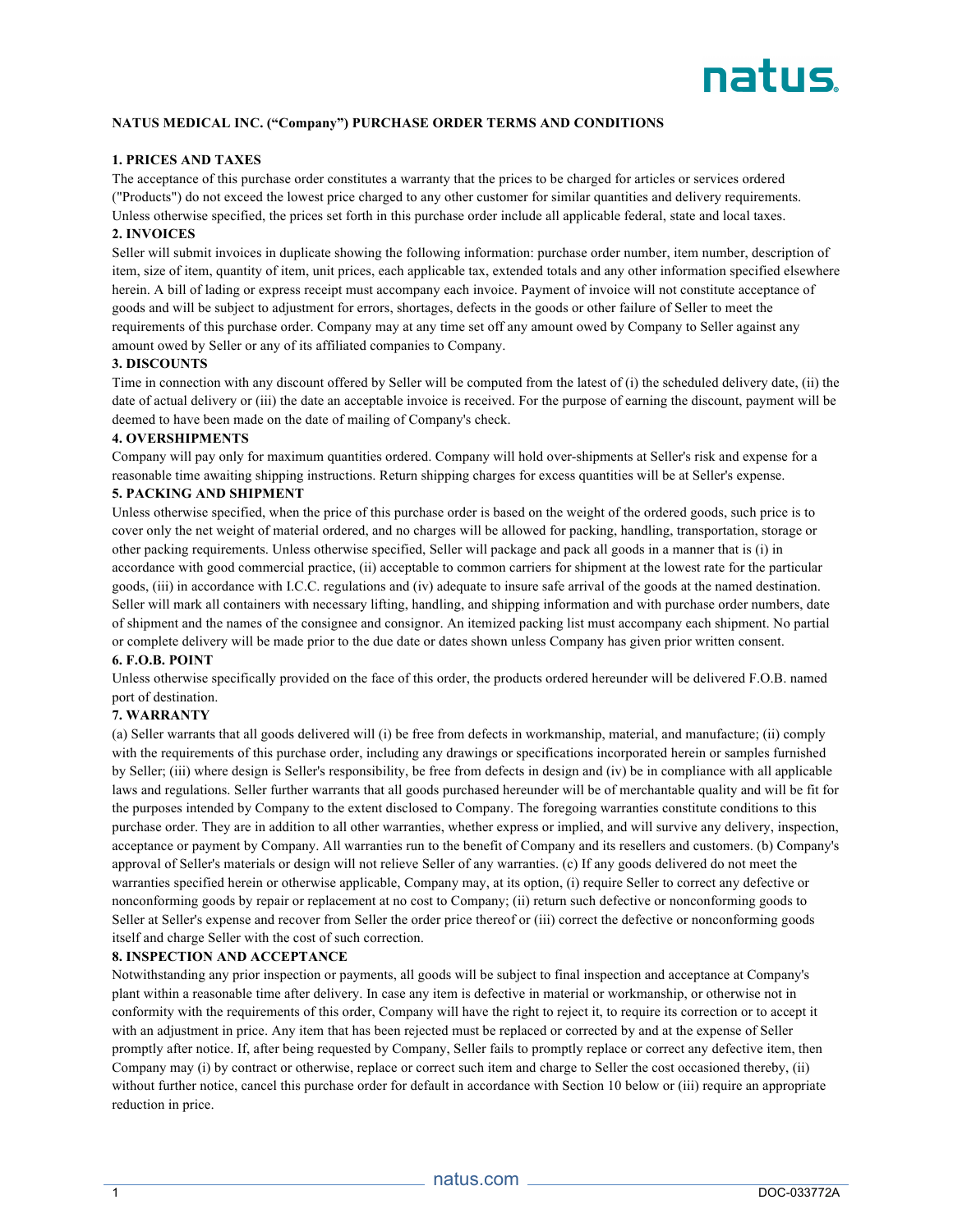# NATUS MEDICAL INC. ("Company") PURCHASE ORDER TERMS AND CONDITIONS

## 1. PRICES AND TAXES

The acceptance of this purchase order constitutes a warranty that the prices to be charged for articles or services ordered ("Products") do not exceed the lowest price charged to any other customer for similar quantities and delivery requirements. Unless otherwise specified, the prices set forth in this purchase order include all applicable federal, state and local taxes.

## 2. INVOICES

Seller will submit invoices in duplicate showing the following information: purchase order number, item number, description of item, size of item, quantity of item, unit prices, each applicable tax, extended totals and any other information specified elsewhere herein. A bill of lading or express receipt must accompany each invoice. Payment of invoice will not constitute acceptance of goods and will be subject to adjustment for errors, shortages, defects in the goods or other failure of Seller to meet the requirements of this purchase order. Company may at any time set off any amount owed by Company to Seller against any amount owed by Seller or any of its affiliated companies to Company.

## 3. DISCOUNTS

Time in connection with any discount offered by Seller will be computed from the latest of (i) the scheduled delivery date, (ii) the date of actual delivery or (iii) the date an acceptable invoice is received. For the purpose of earning the discount, payment will be deemed to have been made on the date of mailing of Company's check.

## 4. OVERSHIPMENTS

Company will pay only for maximum quantities ordered. Company will hold over-shipments at Seller's risk and expense for a reasonable time awaiting shipping instructions. Return shipping charges for excess quantities will be at Seller's expense.

## 5. PACKING AND SHIPMENT

Unless otherwise specified, when the price of this purchase order is based on the weight of the ordered goods, such price is to cover only the net weight of material ordered, and no charges will be allowed for packing, handling, transportation, storage or other packing requirements. Unless otherwise specified, Seller will package and pack all goods in a manner that is (i) in accordance with good commercial practice, (ii) acceptable to common carriers for shipment at the lowest rate for the particular goods, (iii) in accordance with I.C.C. regulations and (iv) adequate to insure safe arrival of the goods at the named destination. Seller will mark all containers with necessary lifting, handling, and shipping information and with purchase order numbers, date of shipment and the names of the consignee and consignor. An itemized packing list must accompany each shipment. No partial or complete delivery will be made prior to the due date or dates shown unless Company has given prior written consent.

## 6. F.O.B. POINT

Unless otherwise specifically provided on the face of this order, the products ordered hereunder will be delivered F.O.B. named port of destination.

## 7. WARRANTY

(a) Seller warrants that all goods delivered will (i) be free from defects in workmanship, material, and manufacture; (ii) comply with the requirements of this purchase order, including any drawings or specifications incorporated herein or samples furnished by Seller; (iii) where design is Seller's responsibility, be free from defects in design and (iv) be in compliance with all applicable laws and regulations. Seller further warrants that all goods purchased hereunder will be of merchantable quality and will be fit for the purposes intended by Company to the extent disclosed to Company. The foregoing warranties constitute conditions to this purchase order. They are in addition to all other warranties, whether express or implied, and will survive any delivery, inspection, acceptance or payment by Company. All warranties run to the benefit of Company and its resellers and customers. (b) Company's approval of Seller's materials or design will not relieve Seller of any warranties. (c) If any goods delivered do not meet the warranties specified herein or otherwise applicable, Company may, at its option, (i) require Seller to correct any defective or nonconforming goods by repair or replacement at no cost to Company; (ii) return such defective or nonconforming goods to Seller at Seller's expense and recover from Seller the order price thereof or (iii) correct the defective or nonconforming goods itself and charge Seller with the cost of such correction.

## 8. INSPECTION AND ACCEPTANCE

Notwithstanding any prior inspection or payments, all goods will be subject to final inspection and acceptance at Company's plant within a reasonable time after delivery. In case any item is defective in material or workmanship, or otherwise not in conformity with the requirements of this order, Company will have the right to reject it, to require its correction or to accept it with an adjustment in price. Any item that has been rejected must be replaced or corrected by and at the expense of Seller promptly after notice. If, after being requested by Company, Seller fails to promptly replace or correct any defective item, then Company may (i) by contract or otherwise, replace or correct such item and charge to Seller the cost occasioned thereby, (ii) without further notice, cancel this purchase order for default in accordance with Section 10 below or (iii) require an appropriate reduction in price.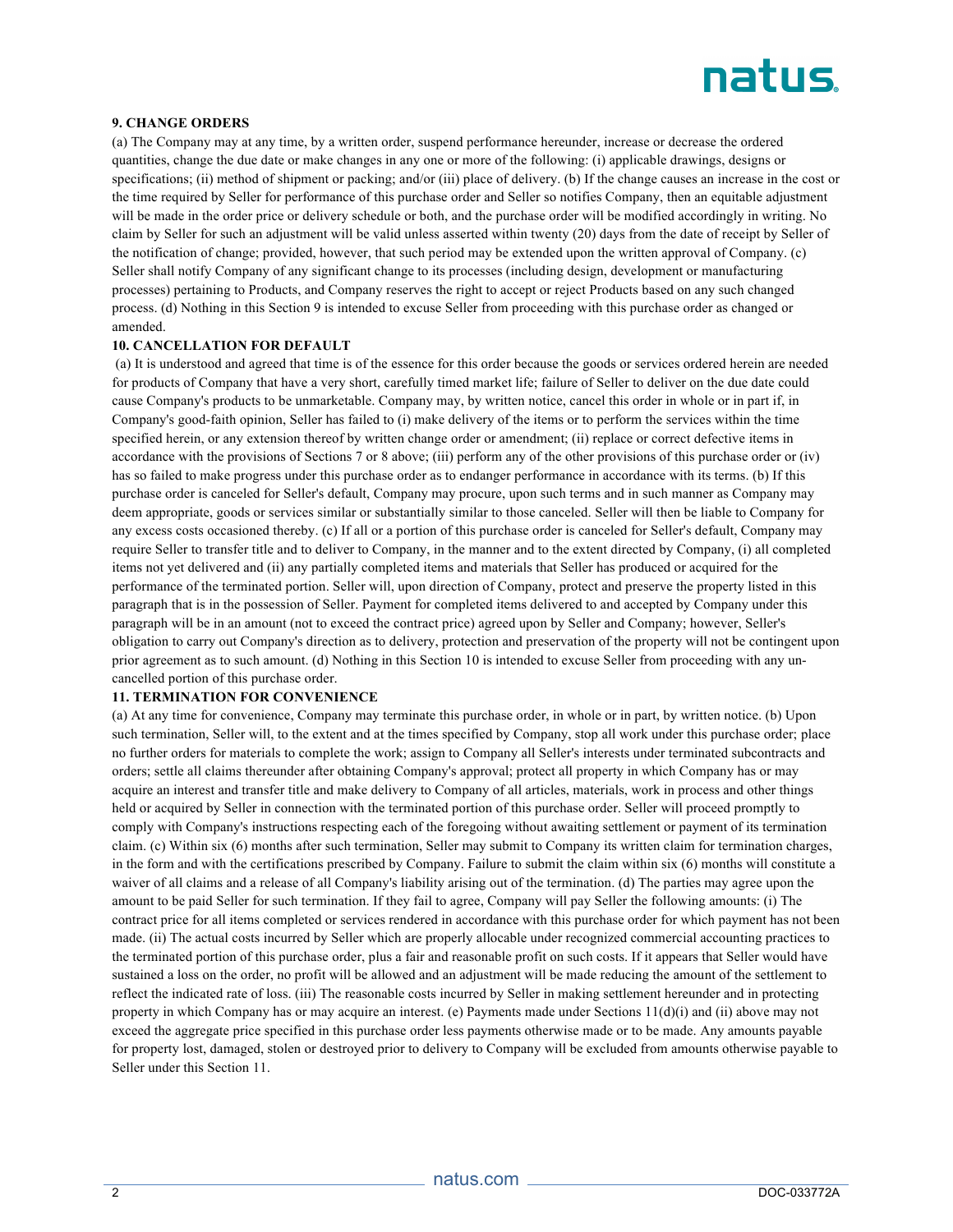**9. CHANGE ORDERS**

(a) The Company may at any time, by a written order, suspend performance hereunder, increase or decrease the ordered quantities, change the due date or make changes in any one or more of the following: (i) applicable drawings, designs or specifications; (ii) method of shipment or packing; and/or (iii) place of delivery. (b) If the change causes an increase in the cost or the time required by Seller for performance of this purchase order and Seller so notifies Company, then an equitable adjustment will be made in the order price or delivery schedule or both, and the purchase order will be modified accordingly in writing. No claim by Seller for such an adjustment will be valid unless asserted within twenty (20) days from the date of receipt by Seller of the notification of change; provided, however, that such period may be extended upon the written approval of Company. (c) Seller shall notify Company of any significant change to its processes (including design, development or manufacturing processes) pertaining to Products, and Company reserves the right to accept or reject Products based on any such changed process. (d) Nothing in this Section 9 is intended to excuse Seller from proceeding with this purchase order as changed or amended.

**10. CANCELLATION FOR DEFAULT**

(a) It is understood and agreed that time is of the essence for this order because the goods or services ordered herein are needed for products of Company that have a very short, carefully timed market life; failure of Seller to deliver on the due date could cause Company's products to be unmarketable. Company may, by written notice, cancel this order in whole or in part if, in Company's good-faith opinion, Seller has failed to (i) make delivery of the items or to perform the services within the time specified herein, or any extension thereof by written change order or amendment; (ii) replace or correct defective items in accordance with the provisions of Sections 7 or 8 above; (iii) perform any of the other provisions of this purchase order or (iv) has so failed to make progress under this purchase order as to endanger performance in accordance with its terms. (b) If this purchase order is canceled for Seller's default, Company may procure, upon such terms and in such manner as Company may deem appropriate, goods or services similar or substantially similar to those canceled. Seller will then be liable to Company for any excess costs occasioned thereby. (c) If all or a portion of this purchase order is canceled for Seller's default, Company may require Seller to transfer title and to deliver to Company, in the manner and to the extent directed by Company, (i) all completed items not yet delivered and (ii) any partially completed items and materials that Seller has produced or acquired for the performance of the terminated portion. Seller will, upon direction of Company, protect and preserve the property listed in this paragraph that is in the possession of Seller. Payment for completed items delivered to and accepted by Company under this paragraph will be in an amount (not to exceed the contract price) agreed upon by Seller and Company; however, Seller's obligation to carry out Company's direction as to delivery, protection and preservation of the property will not be contingent upon prior agreement as to such amount. (d) Nothing in this Section 10 is intended to excuse Seller from proceeding with any un-cancelled portion of this purchase order.

**11. TERMINATION FOR CONVENIENCE**

(a) At any time for convenience, Company may terminate this purchase order, in whole or in part, by written notice. (b) Upon such termination, Seller will, to the extent and at the times specified by Company, stop all work under this purchase order; place no further orders for materials to complete the work; assign to Company all Seller's interests under terminated subcontracts and orders; settle all claims thereunder after obtaining Company's approval; protect all property in which Company has or may acquire an interest and transfer title and make delivery to Company of all articles, materials, work in process and other things held or acquired by Seller in connection with the terminated portion of this purchase order. Seller will proceed promptly to comply with Company's instructions respecting each of the foregoing without awaiting settlement or payment of its termination claim. (c) Within six (6) months after such termination, Seller may submit to Company its written claim for termination charges, in the form and with the certifications prescribed by Company. Failure to submit the claim within six (6) months will constitute a waiver of all claims and a release of all Company's liability arising out of the termination. (d) The parties may agree upon the amount to be paid Seller for such termination. If they fail to agree, Company will pay Seller the following amounts: (i) The contract price for all items completed or services rendered in accordance with this purchase order for which payment has not been made. (ii) The actual costs incurred by Seller which are properly allocable under recognized commercial accounting practices to the terminated portion of this purchase order, plus a fair and reasonable profit on such costs. If it appears that Seller would have sustained a loss on the order, no profit will be allowed and an adjustment will be made reducing the amount of the settlement to reflect the indicated rate of loss. (iii) The reasonable costs incurred by Seller in making settlement hereunder and in protecting property in which Company has or may acquire an interest. (e) Payments made under Sections 11(d)(i) and (ii) above may not exceed the aggregate price specified in this purchase order less payments otherwise made or to be made. Any amounts payable for property lost, damaged, stolen or destroyed prior to delivery to Company will be excluded from amounts otherwise payable to Seller under this Section 11.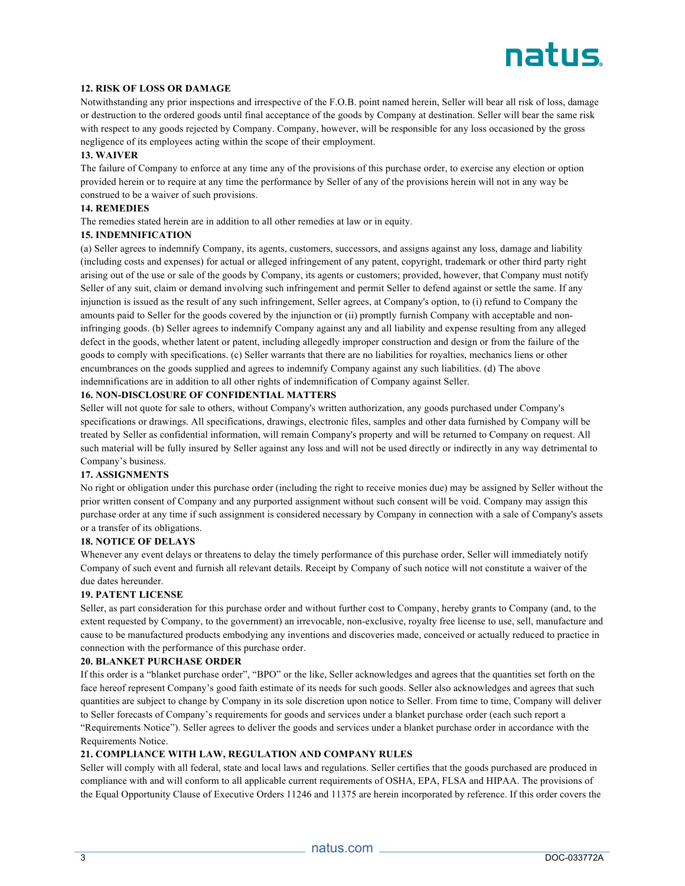**12. RISK OF LOSS OR DAMAGE**

Notwithstanding any prior inspections and irrespective of the F.O.B. point named herein, Seller will bear all risk of loss, damage or destruction to the ordered goods until final acceptance of the goods by Company at destination. Seller will bear the same risk with respect to any goods rejected by Company. Company, however, will be responsible for any loss occasioned by the gross negligence of its employees acting within the scope of their employment.

**13. WAIVER**

The failure of Company to enforce at any time any of the provisions of this purchase order, to exercise any election or option provided herein or to require at any time the performance by Seller of any of the provisions herein will not in any way be construed to be a waiver of such provisions.

**14. REMEDIES**

The remedies stated herein are in addition to all other remedies at law or in equity.

**15. INDEMNIFICATION**

(a) Seller agrees to indemnify Company, its agents, customers, successors, and assigns against any loss, damage and liability (including costs and expenses) for actual or alleged infringement of any patent, copyright, trademark or other third party right arising out of the use or sale of the goods by Company, its agents or customers; provided, however, that Company must notify Seller of any suit, claim or demand involving such infringement and permit Seller to defend against or settle the same. If any injunction is issued as the result of any such infringement, Seller agrees, at Company's option, to (i) refund to Company the amounts paid to Seller for the goods covered by the injunction or (ii) promptly furnish Company with acceptable and non-infringing goods. (b) Seller agrees to indemnify Company against any and all liability and expense resulting from any alleged defect in the goods, whether latent or patent, including allegedly improper construction and design or from the failure of the goods to comply with specifications. (c) Seller warrants that there are no liabilities for royalties, mechanics liens or other encumbrances on the goods supplied and agrees to indemnify Company against any such liabilities. (d) The above indemnifications are in addition to all other rights of indemnification of Company against Seller.

**16. NON-DISCLOSURE OF CONFIDENTIAL MATTERS**

Seller will not quote for sale to others, without Company's written authorization, any goods purchased under Company's specifications or drawings. All specifications, drawings, electronic files, samples and other data furnished by Company will be treated by Seller as confidential information, will remain Company's property and will be returned to Company on request. All such material will be fully insured by Seller against any loss and will not be used directly or indirectly in any way detrimental to Company's business.

**17. ASSIGNMENTS**

No right or obligation under this purchase order (including the right to receive monies due) may be assigned by Seller without the prior written consent of Company and any purported assignment without such consent will be void. Company may assign this purchase order at any time if such assignment is considered necessary by Company in connection with a sale of Company's assets or a transfer of its obligations.

**18. NOTICE OF DELAYS**

Whenever any event delays or threatens to delay the timely performance of this purchase order, Seller will immediately notify Company of such event and furnish all relevant details. Receipt by Company of such notice will not constitute a waiver of the due dates hereunder.

**19. PATENT LICENSE**

Seller, as part consideration for this purchase order and without further cost to Company, hereby grants to Company (and, to the extent requested by Company, to the government) an irrevocable, non-exclusive, royalty free license to use, sell, manufacture and cause to be manufactured products embodying any inventions and discoveries made, conceived or actually reduced to practice in connection with the performance of this purchase order.

**20. BLANKET PURCHASE ORDER**

If this order is a "blanket purchase order", "BPO" or the like, Seller acknowledges and agrees that the quantities set forth on the face hereof represent Company's good faith estimate of its needs for such goods. Seller also acknowledges and agrees that such quantities are subject to change by Company in its sole discretion upon notice to Seller. From time to time, Company will deliver to Seller forecasts of Company's requirements for goods and services under a blanket purchase order (each such report a "Requirements Notice"). Seller agrees to deliver the goods and services under a blanket purchase order in accordance with the Requirements Notice.

**21. COMPLIANCE WITH LAW, REGULATION AND COMPANY RULES**

Seller will comply with all federal, state and local laws and regulations. Seller certifies that the goods purchased are produced in compliance with and will conform to all applicable current requirements of OSHA, EPA, FLSA and HIPAA. The provisions of the Equal Opportunity Clause of Executive Orders 11246 and 11375 are herein incorporated by reference. If this order covers the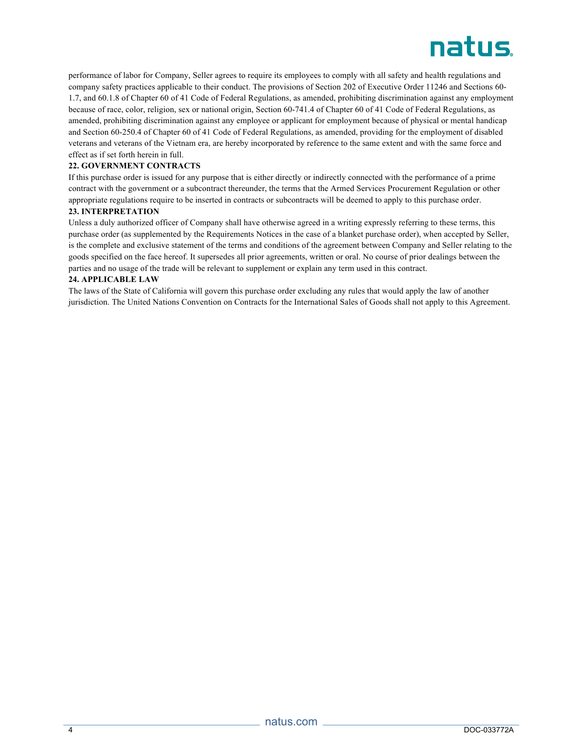performance of labor for Company, Seller agrees to require its employees to comply with all safety and health regulations and company safety practices applicable to their conduct. The provisions of Section 202 of Executive Order 11246 and Sections 60-1.7, and 60.1.8 of Chapter 60 of 41 Code of Federal Regulations, as amended, prohibiting discrimination against any employment because of race, color, religion, sex or national origin, Section 60-741.4 of Chapter 60 of 41 Code of Federal Regulations, as amended, prohibiting discrimination against any employee or applicant for employment because of physical or mental handicap and Section 60-250.4 of Chapter 60 of 41 Code of Federal Regulations, as amended, providing for the employment of disabled veterans and veterans of the Vietnam era, are hereby incorporated by reference to the same extent and with the same force and effect as if set forth herein in full.

**22. GOVERNMENT CONTRACTS**

If this purchase order is issued for any purpose that is either directly or indirectly connected with the performance of a prime contract with the government or a subcontract thereunder, the terms that the Armed Services Procurement Regulation or other appropriate regulations require to be inserted in contracts or subcontracts will be deemed to apply to this purchase order.

**23. INTERPRETATION**

Unless a duly authorized officer of Company shall have otherwise agreed in a writing expressly referring to these terms, this purchase order (as supplemented by the Requirements Notices in the case of a blanket purchase order), when accepted by Seller, is the complete and exclusive statement of the terms and conditions of the agreement between Company and Seller relating to the goods specified on the face hereof. It supersedes all prior agreements, written or oral. No course of prior dealings between the parties and no usage of the trade will be relevant to supplement or explain any term used in this contract.

**24. APPLICABLE LAW**

The laws of the State of California will govern this purchase order excluding any rules that would apply the law of another jurisdiction. The United Nations Convention on Contracts for the International Sales of Goods shall not apply to this Agreement.